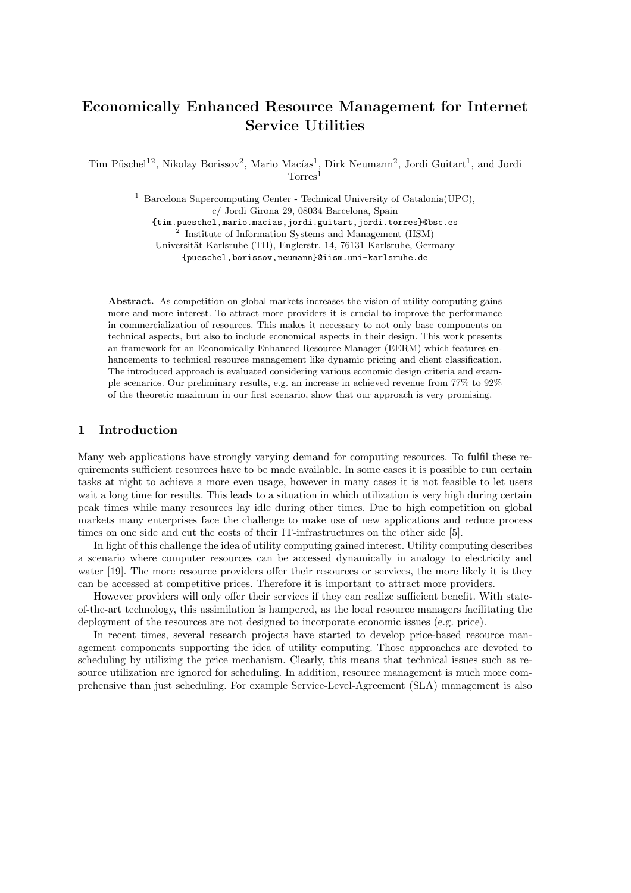# Economically Enhanced Resource Management for Internet Service Utilities

Tim Püschel[1,2], Nikolay Borissov[2], Mario Macías[1], Dirk Neumann[2], Jordi Guitart[1], and Jordi Torres[1]

[1] Barcelona Supercomputing Center - Technical University of Catalonia(UPC), c/ Jordi Girona 29, 08034 Barcelona, Spain
{tim.pueschel,mario.macias,jordi.guitart,jordi.torres}@bsc.es

[2] Institute of Information Systems and Management (IISM)
Universität Karlsruhe (TH), Englerstr. 14, 76131 Karlsruhe, Germany
{pueschel,borissov,neumann}@iism.uni-karlsruhe.de

**Abstract.** As competition on global markets increases the vision of utility computing gains more and more interest. To attract more providers it is crucial to improve the performance in commercialization of resources. This makes it necessary to not only base components on technical aspects, but also to include economical aspects in their design. This work presents an framework for an Economically Enhanced Resource Manager (EERM) which features enhancements to technical resource management like dynamic pricing and client classification. The introduced approach is evaluated considering various economic design criteria and example scenarios. Our preliminary results, e.g. an increase in achieved revenue from 77% to 92% of the theoretic maximum in our first scenario, show that our approach is very promising.

## 1 Introduction

Many web applications have strongly varying demand for computing resources. To fulfil these requirements sufficient resources have to be made available. In some cases it is possible to run certain tasks at night to achieve a more even usage, however in many cases it is not feasible to let users wait a long time for results. This leads to a situation in which utilization is very high during certain peak times while many resources lay idle during other times. Due to high competition on global markets many enterprises face the challenge to make use of new applications and reduce process times on one side and cut the costs of their IT-infrastructures on the other side [5].

In light of this challenge the idea of utility computing gained interest. Utility computing describes a scenario where computer resources can be accessed dynamically in analogy to electricity and water [19]. The more resource providers offer their resources or services, the more likely it is they can be accessed at competitive prices. Therefore it is important to attract more providers.

However providers will only offer their services if they can realize sufficient benefit. With state-of-the-art technology, this assimilation is hampered, as the local resource managers facilitating the deployment of the resources are not designed to incorporate economic issues (e.g. price).

In recent times, several research projects have started to develop price-based resource management components supporting the idea of utility computing. Those approaches are devoted to scheduling by utilizing the price mechanism. Clearly, this means that technical issues such as resource utilization are ignored for scheduling. In addition, resource management is much more comprehensive than just scheduling. For example Service-Level-Agreement (SLA) management is also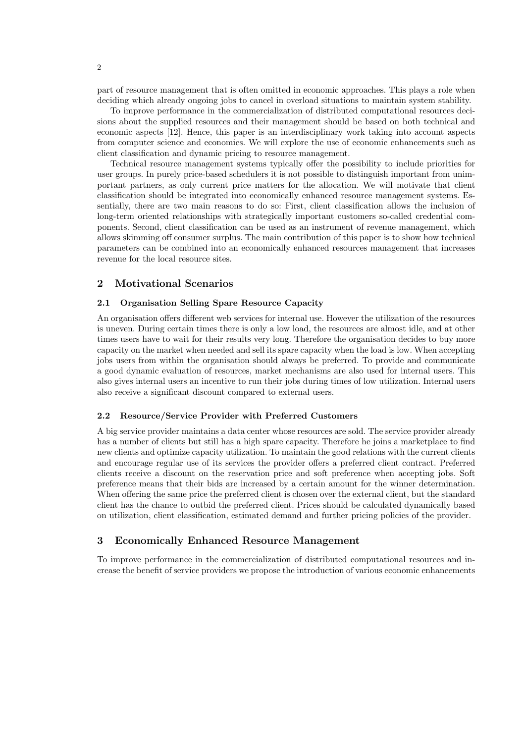part of resource management that is often omitted in economic approaches. This plays a role when deciding which already ongoing jobs to cancel in overload situations to maintain system stability.

To improve performance in the commercialization of distributed computational resources decisions about the supplied resources and their management should be based on both technical and economic aspects [12]. Hence, this paper is an interdisciplinary work taking into account aspects from computer science and economics. We will explore the use of economic enhancements such as client classification and dynamic pricing to resource management.

Technical resource management systems typically offer the possibility to include priorities for user groups. In purely price-based schedulers it is not possible to distinguish important from unimportant partners, as only current price matters for the allocation. We will motivate that client classification should be integrated into economically enhanced resource management systems. Essentially, there are two main reasons to do so: First, client classification allows the inclusion of long-term oriented relationships with strategically important customers so-called credential components. Second, client classification can be used as an instrument of revenue management, which allows skimming off consumer surplus. The main contribution of this paper is to show how technical parameters can be combined into an economically enhanced resources management that increases revenue for the local resource sites.

## 2 Motivational Scenarios

### 2.1 Organisation Selling Spare Resource Capacity

An organisation offers different web services for internal use. However the utilization of the resources is uneven. During certain times there is only a low load, the resources are almost idle, and at other times users have to wait for their results very long. Therefore the organisation decides to buy more capacity on the market when needed and sell its spare capacity when the load is low. When accepting jobs users from within the organisation should always be preferred. To provide and communicate a good dynamic evaluation of resources, market mechanisms are also used for internal users. This also gives internal users an incentive to run their jobs during times of low utilization. Internal users also receive a significant discount compared to external users.

### 2.2 Resource/Service Provider with Preferred Customers

A big service provider maintains a data center whose resources are sold. The service provider already has a number of clients but still has a high spare capacity. Therefore he joins a marketplace to find new clients and optimize capacity utilization. To maintain the good relations with the current clients and encourage regular use of its services the provider offers a preferred client contract. Preferred clients receive a discount on the reservation price and soft preference when accepting jobs. Soft preference means that their bids are increased by a certain amount for the winner determination. When offering the same price the preferred client is chosen over the external client, but the standard client has the chance to outbid the preferred client. Prices should be calculated dynamically based on utilization, client classification, estimated demand and further pricing policies of the provider.

## 3 Economically Enhanced Resource Management

To improve performance in the commercialization of distributed computational resources and increase the benefit of service providers we propose the introduction of various economic enhancements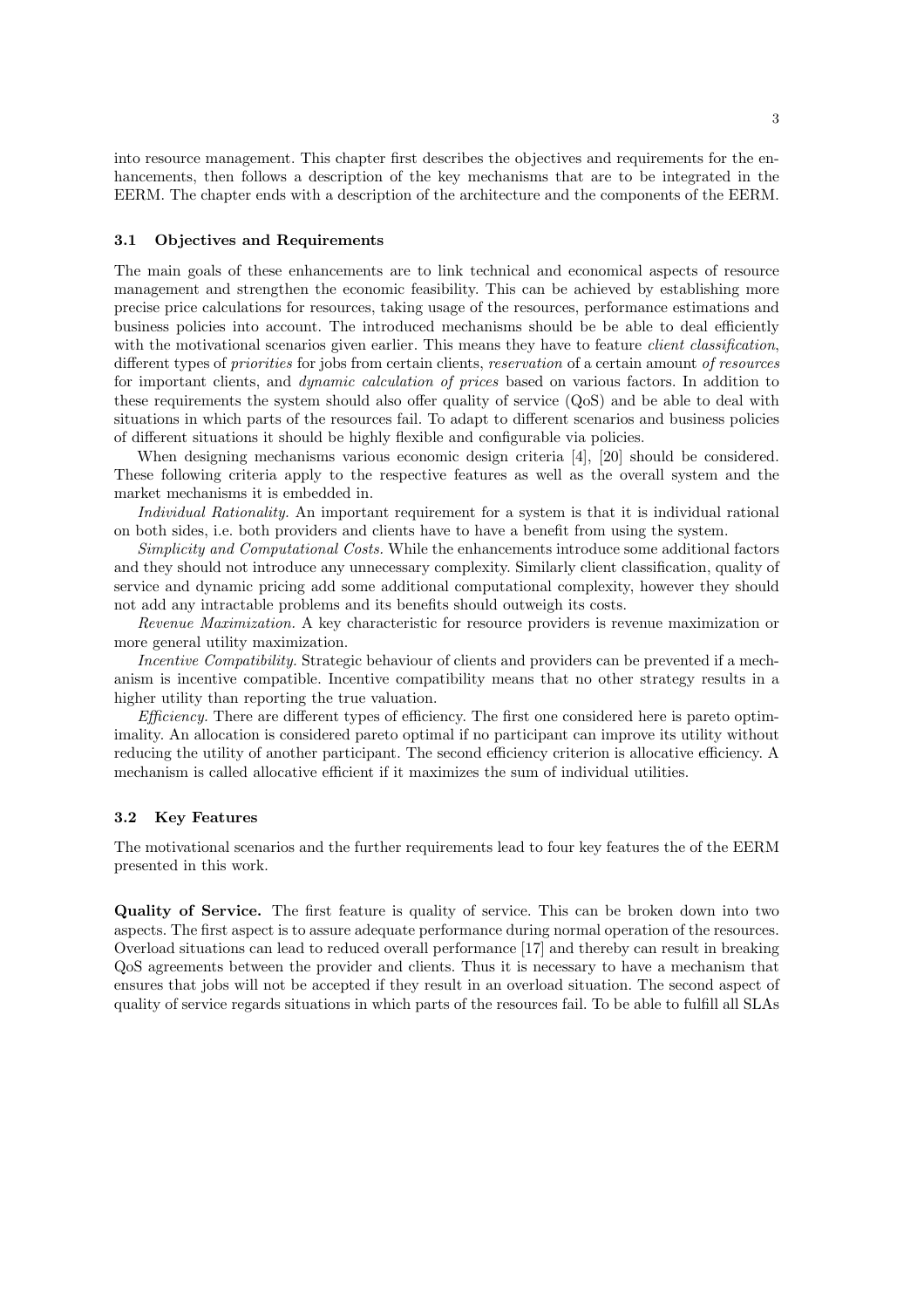into resource management. This chapter first describes the objectives and requirements for the enhancements, then follows a description of the key mechanisms that are to be integrated in the EERM. The chapter ends with a description of the architecture and the components of the EERM.

### 3.1 Objectives and Requirements

The main goals of these enhancements are to link technical and economical aspects of resource management and strengthen the economic feasibility. This can be achieved by establishing more precise price calculations for resources, taking usage of the resources, performance estimations and business policies into account. The introduced mechanisms should be be able to deal efficiently with the motivational scenarios given earlier. This means they have to feature *client classification*, different types of *priorities* for jobs from certain clients, *reservation* of a certain amount *of resources* for important clients, and *dynamic calculation of prices* based on various factors. In addition to these requirements the system should also offer quality of service (QoS) and be able to deal with situations in which parts of the resources fail. To adapt to different scenarios and business policies of different situations it should be highly flexible and configurable via policies.

When designing mechanisms various economic design criteria [4], [20] should be considered. These following criteria apply to the respective features as well as the overall system and the market mechanisms it is embedded in.

*Individual Rationality.* An important requirement for a system is that it is individual rational on both sides, i.e. both providers and clients have to have a benefit from using the system.

*Simplicity and Computational Costs.* While the enhancements introduce some additional factors and they should not introduce any unnecessary complexity. Similarly client classification, quality of service and dynamic pricing add some additional computational complexity, however they should not add any intractable problems and its benefits should outweigh its costs.

*Revenue Maximization.* A key characteristic for resource providers is revenue maximization or more general utility maximization.

*Incentive Compatibility.* Strategic behaviour of clients and providers can be prevented if a mechanism is incentive compatible. Incentive compatibility means that no other strategy results in a higher utility than reporting the true valuation.

*Efficiency.* There are different types of efficiency. The first one considered here is pareto optimimality. An allocation is considered pareto optimal if no participant can improve its utility without reducing the utility of another participant. The second efficiency criterion is allocative efficiency. A mechanism is called allocative efficient if it maximizes the sum of individual utilities.

### 3.2 Key Features

The motivational scenarios and the further requirements lead to four key features the of the EERM presented in this work.

**Quality of Service.** The first feature is quality of service. This can be broken down into two aspects. The first aspect is to assure adequate performance during normal operation of the resources. Overload situations can lead to reduced overall performance [17] and thereby can result in breaking QoS agreements between the provider and clients. Thus it is necessary to have a mechanism that ensures that jobs will not be accepted if they result in an overload situation. The second aspect of quality of service regards situations in which parts of the resources fail. To be able to fulfill all SLAs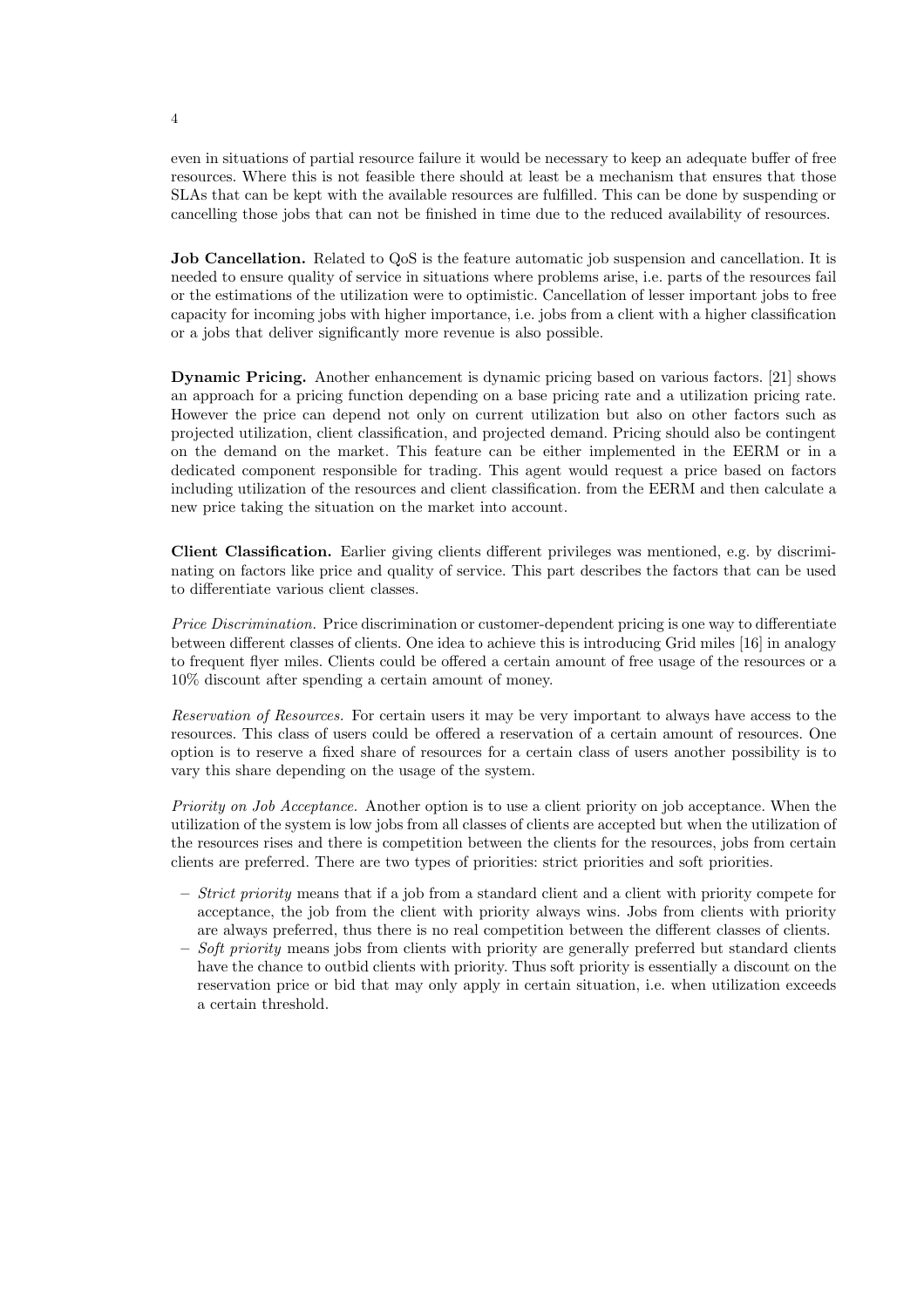even in situations of partial resource failure it would be necessary to keep an adequate buffer of free resources. Where this is not feasible there should at least be a mechanism that ensures that those SLAs that can be kept with the available resources are fulfilled. This can be done by suspending or cancelling those jobs that can not be finished in time due to the reduced availability of resources.

**Job Cancellation.** Related to QoS is the feature automatic job suspension and cancellation. It is needed to ensure quality of service in situations where problems arise, i.e. parts of the resources fail or the estimations of the utilization were to optimistic. Cancellation of lesser important jobs to free capacity for incoming jobs with higher importance, i.e. jobs from a client with a higher classification or a jobs that deliver significantly more revenue is also possible.

**Dynamic Pricing.** Another enhancement is dynamic pricing based on various factors. [21] shows an approach for a pricing function depending on a base pricing rate and a utilization pricing rate. However the price can depend not only on current utilization but also on other factors such as projected utilization, client classification, and projected demand. Pricing should also be contingent on the demand on the market. This feature can be either implemented in the EERM or in a dedicated component responsible for trading. This agent would request a price based on factors including utilization of the resources and client classification. from the EERM and then calculate a new price taking the situation on the market into account.

**Client Classification.** Earlier giving clients different privileges was mentioned, e.g. by discriminating on factors like price and quality of service. This part describes the factors that can be used to differentiate various client classes.

*Price Discrimination.* Price discrimination or customer-dependent pricing is one way to differentiate between different classes of clients. One idea to achieve this is introducing Grid miles [16] in analogy to frequent flyer miles. Clients could be offered a certain amount of free usage of the resources or a 10% discount after spending a certain amount of money.

*Reservation of Resources.* For certain users it may be very important to always have access to the resources. This class of users could be offered a reservation of a certain amount of resources. One option is to reserve a fixed share of resources for a certain class of users another possibility is to vary this share depending on the usage of the system.

*Priority on Job Acceptance.* Another option is to use a client priority on job acceptance. When the utilization of the system is low jobs from all classes of clients are accepted but when the utilization of the resources rises and there is competition between the clients for the resources, jobs from certain clients are preferred. There are two types of priorities: strict priorities and soft priorities.

- *Strict priority* means that if a job from a standard client and a client with priority compete for acceptance, the job from the client with priority always wins. Jobs from clients with priority are always preferred, thus there is no real competition between the different classes of clients.
- *Soft priority* means jobs from clients with priority are generally preferred but standard clients have the chance to outbid clients with priority. Thus soft priority is essentially a discount on the reservation price or bid that may only apply in certain situation, i.e. when utilization exceeds a certain threshold.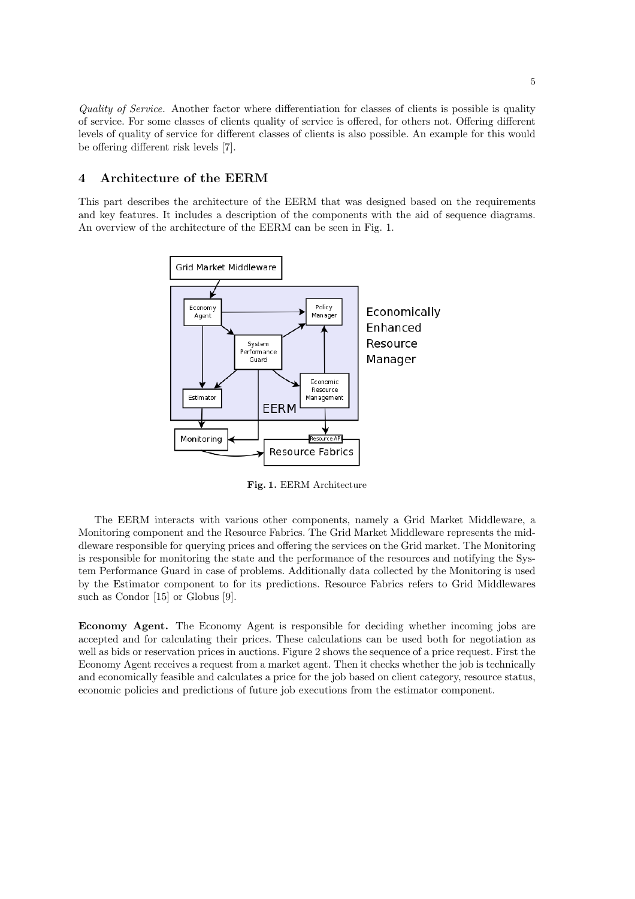*Quality of Service.* Another factor where differentiation for classes of clients is possible is quality of service. For some classes of clients quality of service is offered, for others not. Offering different levels of quality of service for different classes of clients is also possible. An example for this would be offering different risk levels [7].

## 4 Architecture of the EERM

This part describes the architecture of the EERM that was designed based on the requirements and key features. It includes a description of the components with the aid of sequence diagrams. An overview of the architecture of the EERM can be seen in Fig. 1.

**Fig. 1.** EERM Architecture

The EERM interacts with various other components, namely a Grid Market Middleware, a Monitoring component and the Resource Fabrics. The Grid Market Middleware represents the middleware responsible for querying prices and offering the services on the Grid market. The Monitoring is responsible for monitoring the state and the performance of the resources and notifying the System Performance Guard in case of problems. Additionally data collected by the Monitoring is used by the Estimator component to for its predictions. Resource Fabrics refers to Grid Middlewares such as Condor [15] or Globus [9].

**Economy Agent.** The Economy Agent is responsible for deciding whether incoming jobs are accepted and for calculating their prices. These calculations can be used both for negotiation as well as bids or reservation prices in auctions. Figure 2 shows the sequence of a price request. First the Economy Agent receives a request from a market agent. Then it checks whether the job is technically and economically feasible and calculates a price for the job based on client category, resource status, economic policies and predictions of future job executions from the estimator component.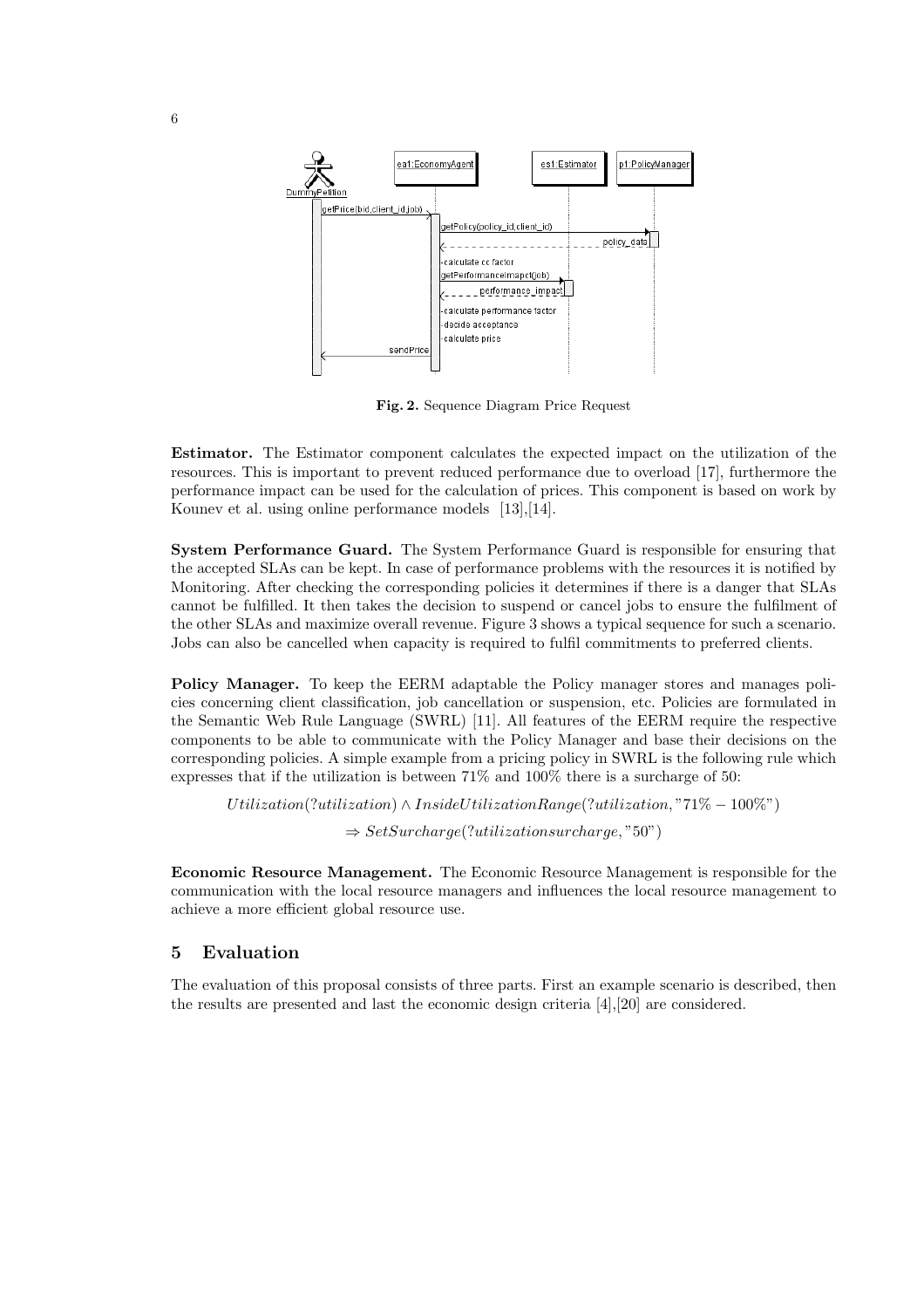Fig. 2. Sequence Diagram Price Request

**Estimator.** The Estimator component calculates the expected impact on the utilization of the resources. This is important to prevent reduced performance due to overload [17], furthermore the performance impact can be used for the calculation of prices. This component is based on work by Kounev et al. using online performance models [13],[14].

**System Performance Guard.** The System Performance Guard is responsible for ensuring that the accepted SLAs can be kept. In case of performance problems with the resources it is notified by Monitoring. After checking the corresponding policies it determines if there is a danger that SLAs cannot be fulfilled. It then takes the decision to suspend or cancel jobs to ensure the fulfilment of the other SLAs and maximize overall revenue. Figure 3 shows a typical sequence for such a scenario. Jobs can also be cancelled when capacity is required to fulfil commitments to preferred clients.

**Policy Manager.** To keep the EERM adaptable the Policy manager stores and manages policies concerning client classification, job cancellation or suspension, etc. Policies are formulated in the Semantic Web Rule Language (SWRL) [11]. All features of the EERM require the respective components to be able to communicate with the Policy Manager and base their decisions on the corresponding policies. A simple example from a pricing policy in SWRL is the following rule which expresses that if the utilization is between 71% and 100% there is a surcharge of 50:

$$Utilization(?utilization) \wedge InsideUtilizationRange(?utilization, "71\% - 100\%")$$
$$\Rightarrow SetSurcharge(?utilizationsurcharge, "50")$$

**Economic Resource Management.** The Economic Resource Management is responsible for the communication with the local resource managers and influences the local resource management to achieve a more efficient global resource use.

## 5 Evaluation

The evaluation of this proposal consists three parts. First an example scenario is described, then the results are presented and last the economic design criteria [4],[20] are considered.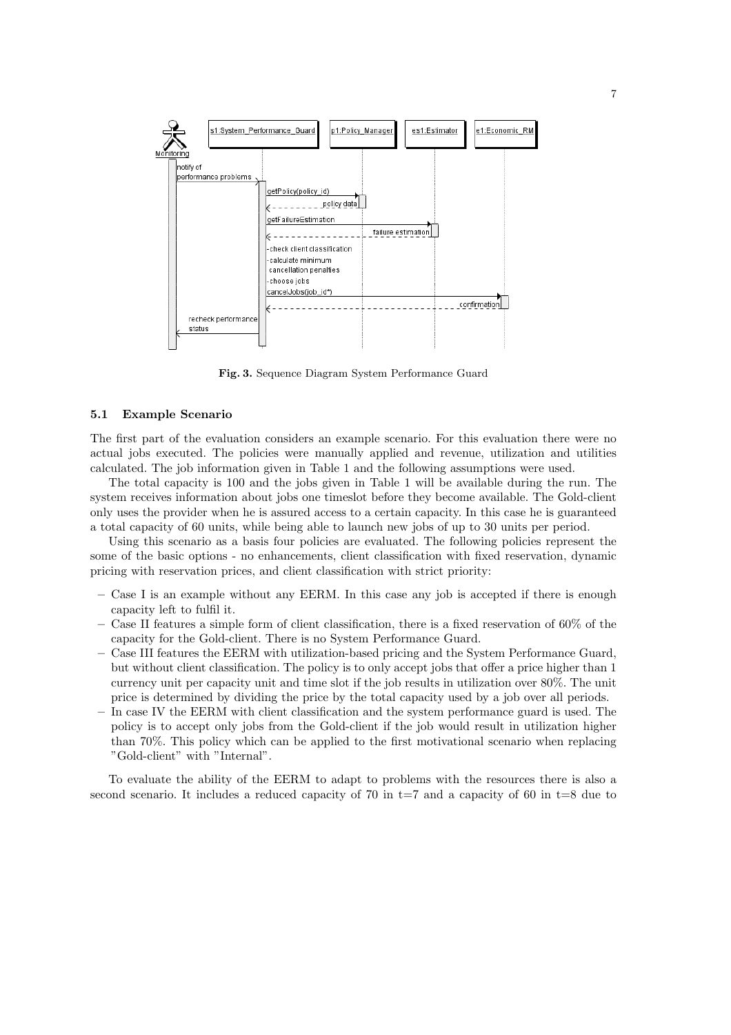**Fig. 3.** Sequence Diagram System Performance Guard

### 5.1 Example Scenario

The first part of the evaluation considers an example scenario. For this evaluation there were no actual jobs executed. The policies were manually applied and revenue, utilization and utilities calculated. The job information given in Table 1 and the following assumptions were used.

The total capacity is 100 and the jobs given in Table 1 will be available during the run. The system receives information about jobs one timeslot before they become available. The Gold-client only uses the provider when he is assured access to a certain capacity. In this case he is guaranteed a total capacity of 60 units, while being able to launch new jobs of up to 30 units per period.

Using this scenario as a basis four policies are evaluated. The following policies represent the some of the basic options - no enhancements, client classification with fixed reservation, dynamic pricing with reservation prices, and client classification with strict priority:

- Case I is an example without any EERM. In this case any job is accepted if there is enough capacity left to fulfil it.
- Case II features a simple form of client classification, there is a fixed reservation of 60% of the capacity for the Gold-client. There is no System Performance Guard.
- Case III features the EERM with utilization-based pricing and the System Performance Guard, but without client classification. The policy is to only accept jobs that offer a price higher than 1 currency unit per capacity unit and time slot if the job results in utilization over 80%. The unit price is determined by dividing the price by the total capacity used by a job over all periods.
- In case IV the EERM with client classification and the system performance guard is used. The policy is to accept only jobs from the Gold-client if the job would result in utilization higher than 70%. This policy which can be applied to the first motivational scenario when replacing "Gold-client" with "Internal".

To evaluate the ability of the EERM to adapt to problems with the resources there is also a second scenario. It includes a reduced capacity of 70 in t=7 and a capacity of 60 in t=8 due to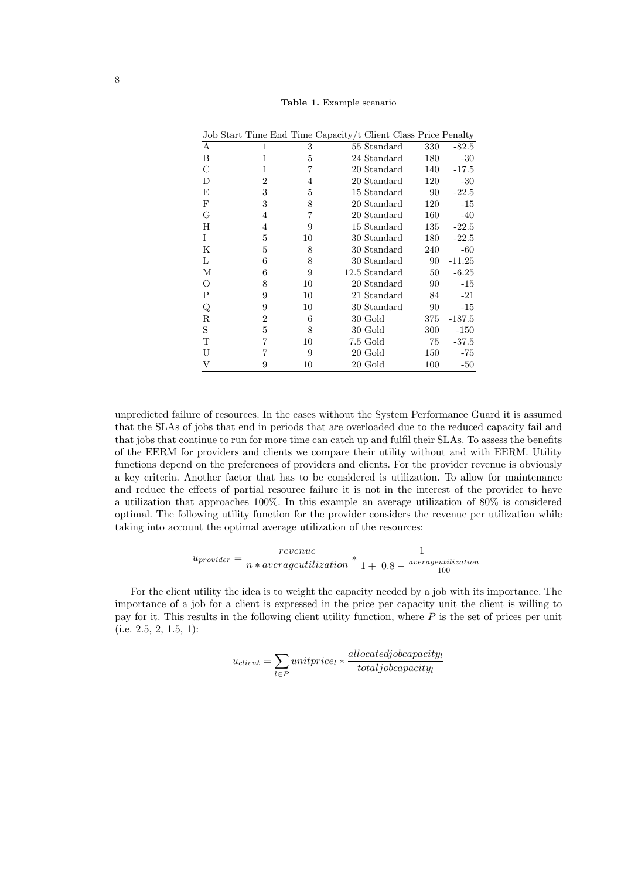**Table 1.** Example scenario

| Job | Start Time | End Time | Capacity/t | Client Class | Price | Penalty |
|---|---|---|---|---|---|---|
| A | 1 | 3 | 55 | Standard | 330 | -82.5 |
| B | 1 | 5 | 24 | Standard | 180 | -30 |
| C | 1 | 7 | 20 | Standard | 140 | -17.5 |
| D | 2 | 4 | 20 | Standard | 120 | -30 |
| E | 3 | 5 | 15 | Standard | 90 | -22.5 |
| F | 3 | 8 | 20 | Standard | 120 | -15 |
| G | 4 | 7 | 20 | Standard | 160 | -40 |
| H | 4 | 9 | 15 | Standard | 135 | -22.5 |
| I | 5 | 10 | 30 | Standard | 180 | -22.5 |
| K | 5 | 8 | 30 | Standard | 240 | -60 |
| L | 6 | 8 | 30 | Standard | 90 | -11.25 |
| M | 6 | 9 | 12.5 | Standard | 50 | -6.25 |
| O | 8 | 10 | 20 | Standard | 90 | -15 |
| P | 9 | 10 | 21 | Standard | 84 | -21 |
| Q | 9 | 10 | 30 | Standard | 90 | -15 |
| R | 2 | 6 | 30 | Gold | 375 | -187.5 |
| S | 5 | 8 | 30 | Gold | 300 | -150 |
| T | 7 | 10 | 7.5 | Gold | 75 | -37.5 |
| U | 7 | 9 | 20 | Gold | 150 | -75 |
| V | 9 | 10 | 20 | Gold | 100 | -50 |

unpredicted failure of resources. In the cases without the System Performance Guard it is assumed that the SLAs of jobs that end in periods that are overloaded due to the reduced capacity fail and that jobs that continue to run for more time can catch up and fulfil their SLAs. To assess the benefits of the EERM for providers and clients we compare their utility without and with EERM. Utility functions depend on the preferences of providers and clients. For the provider revenue is obviously a key criteria. Another factor that has to be considered is utilization. To allow for maintenance and reduce the effects of partial resource failure it is not in the interest of the provider to have a utilization that approaches 100%. In this example an average utilization of 80% is considered optimal. The following utility function for the provider considers the revenue per utilization while taking into account the optimal average utilization of the resources:

$$u_{provider} = \frac{revenue}{n * averageutilization} * \frac{1}{1 + |0.8 - \frac{averageutilization}{100}|}$$

For the client utility the idea is to weight the capacity needed by a job with its importance. The importance of a job for a client is expressed in the price per capacity unit the client is willing to pay for it. This results in the following client utility function, where $P$ is the set of prices per unit (i.e. 2.5, 2, 1.5, 1):

$$u_{client} = \sum_{l \in P} unitprice_l * \frac{allocatedjobcapacity_l}{totaljobcapacity_l}$$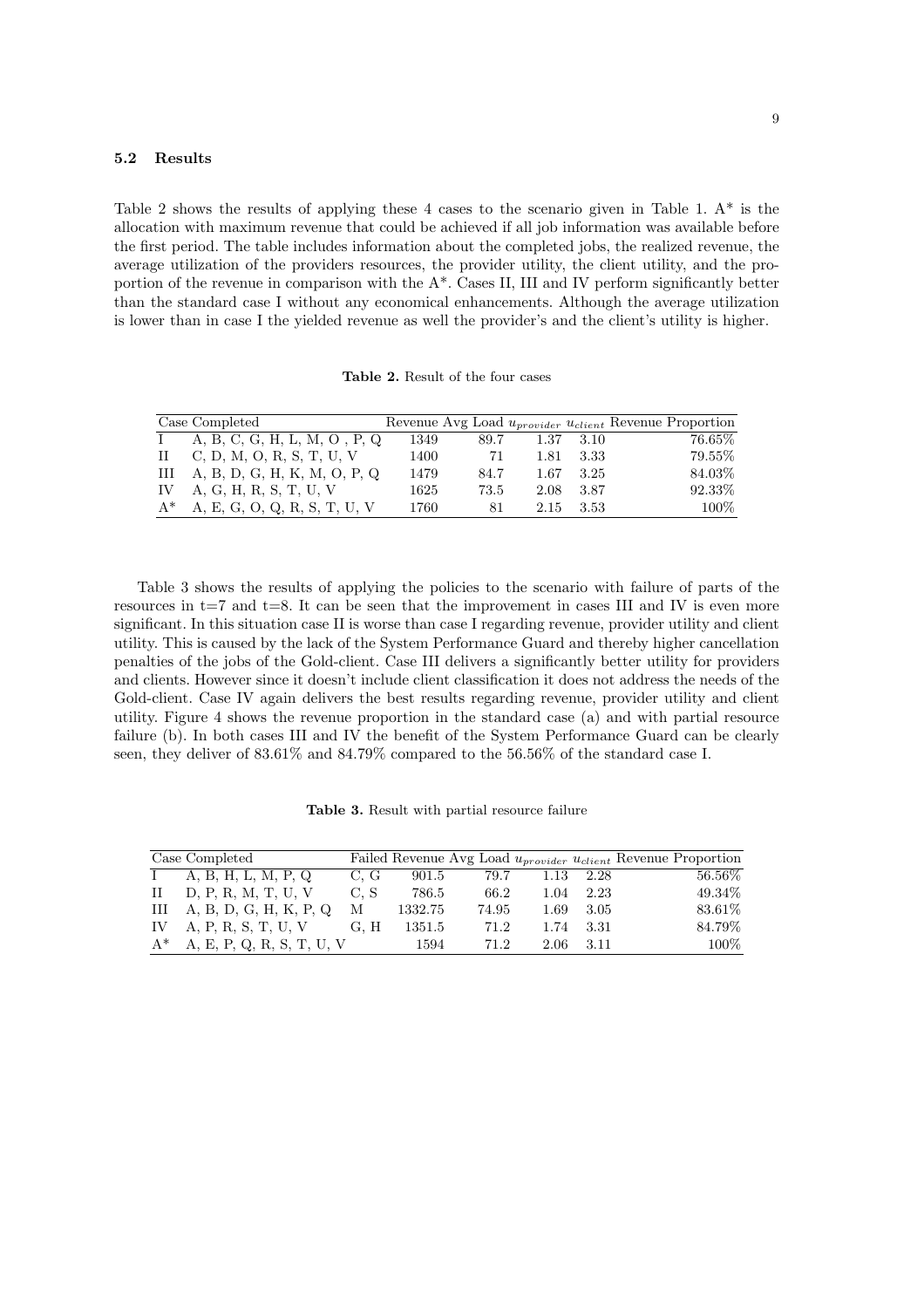### 5.2 Results

Table 2 shows the results of applying these 4 cases to the scenario given in Table 1. A* is the allocation with maximum revenue that could be achieved if all job information was available before the first period. The table includes information about the completed jobs, the realized revenue, the average utilization of the providers resources, the provider utility, the client utility, and the proportion of the revenue in comparison with the A*. Cases II, III and IV perform significantly better than the standard case I without any economical enhancements. Although the average utilization is lower than in case I the yielded revenue as well the provider's and the client's utility is higher.

**Table 2.** Result of the four cases

| Case | Completed | Revenue | Avg Load | $u_{provider}$ | $u_{client}$ | Revenue Proportion |
|---|---|---|---|---|---|---|
| I | A, B, C, G, H, L, M, O , P, Q | 1349 | 89.7 | 1.37 | 3.10 | 76.65% |
| II | C, D, M, O, R, S, T, U, V | 1400 | 71 | 1.81 | 3.33 | 79.55% |
| III | A, B, D, G, H, K, M, O, P, Q | 1479 | 84.7 | 1.67 | 3.25 | 84.03% |
| IV | A, G, H, R, S, T, U, V | 1625 | 73.5 | 2.08 | 3.87 | 92.33% |
| A* | A, E, G, O, Q, R, S, T, U, V | 1760 | 81 | 2.15 | 3.53 | 100% |

Table 3 shows the results of applying the policies to the scenario with failure of parts of the resources in t=7 and t=8. It can be seen that the improvement in cases III and IV is even more significant. In this situation case II is worse than case I regarding revenue, provider utility and client utility. This is caused by the lack of the System Performance Guard and thereby higher cancellation penalties of the jobs of the Gold-client. Case III delivers a significantly better utility for providers and clients. However since it doesn't include client classification it does not address the needs of the Gold-client. Case IV again delivers the best results regarding revenue, provider utility and client utility. Figure 4 shows the revenue proportion in the standard case (a) and with partial resource failure (b). In both cases III and IV the benefit of the System Performance Guard can be clearly seen, they deliver of 83.61% and 84.79% compared to the 56.56% of the standard case I.

**Table 3.** Result with partial resource failure

| Case | Completed | Failed | Revenue | Avg Load | $u_{provider}$ | $u_{client}$ | Revenue Proportion |
|---|---|---|---|---|---|---|---|
| I | A, B, H, L, M, P, Q | C, G | 901.5 | 79.7 | 1.13 | 2.28 | 56.56% |
| II | D, P, R, M, T, U, V | C, S | 786.5 | 66.2 | 1.04 | 2.23 | 49.34% |
| III | A, B, D, G, H, K, P, Q | M | 1332.75 | 74.95 | 1.69 | 3.05 | 83.61% |
| IV | A, P, R, S, T, U, V | G, H | 1351.5 | 71.2 | 1.74 | 3.31 | 84.79% |
| A* | A, E, P, Q, R, S, T, U, V | | 1594 | 71.2 | 2.06 | 3.11 | 100% |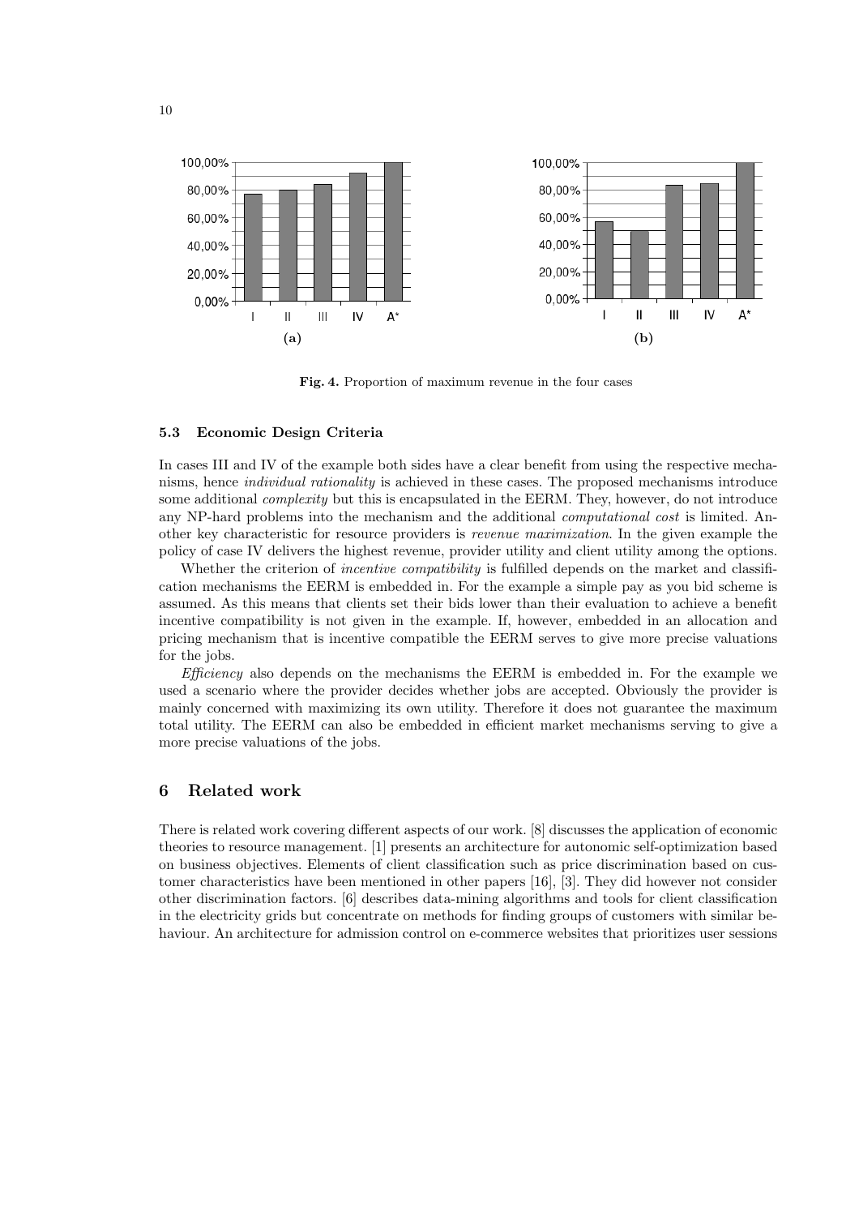100,00%
80,00%
60,00%
40,00%
20,00%
0,00%
I II III IV A*
(a)

100,00%
80,00%
60,00%
40,00%
20,00%
0,00%
I II III IV A*
(b)

**Fig. 4.** Proportion of maximum revenue in the four cases

### 5.3 Economic Design Criteria

In cases III and IV of the example both sides have a clear benefit from using the respective mechanisms, hence *individual rationality* is achieved in these cases. The proposed mechanisms introduce some additional *complexity* but this is encapsulated in the EERM. They, however, do not introduce any NP-hard problems into the mechanism and the additional *computational cost* is limited. Another key characteristic for resource providers is *revenue maximization*. In the given example the policy of case IV delivers the highest revenue, provider utility and client utility among the options.

Whether the criterion of *incentive compatibility* is fulfilled depends on the market and classification mechanisms the EERM is embedded in. For the example a simple pay as you bid scheme is assumed. As this means that clients set their bids lower than their evaluation to achieve a benefit incentive compatibility is not given in the example. If, however, embedded in an allocation and pricing mechanism that is incentive compatible the EERM serves to give more precise valuations for the jobs.

*Efficiency* also depends on the mechanisms the EERM is embedded in. For the example we used a scenario where the provider decides whether jobs are accepted. Obviously the provider is mainly concerned with maximizing its own utility. Therefore it does not guarantee the maximum total utility. The EERM can also be embedded in efficient market mechanisms serving to give a more precise valuations of the jobs.

## 6 Related work

There is related work covering different aspects of our work. [8] discusses the application of economic theories to resource management. [1] presents an architecture for autonomic self-optimization based on business objectives. Elements of client classification such as price discrimination based on customer characteristics have been mentioned in other papers [16], [3]. They did however not consider other discrimination factors. [6] describes data-mining algorithms and tools for client classification in the electricity grids but concentrate on methods for finding groups of customers with similar behaviour. An architecture for admission control on e-commerce websites that prioritizes user sessions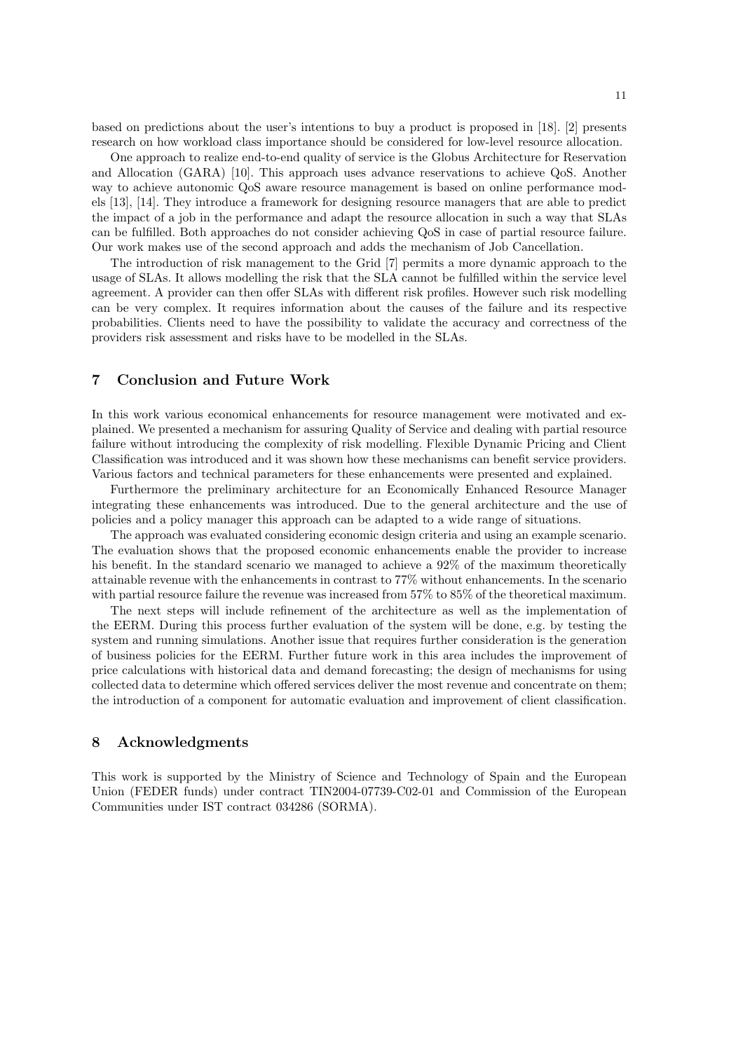based on predictions about the user's intentions to buy a product is proposed in [18]. [2] presents research on how workload class importance should be considered for low-level resource allocation.

One approach to realize end-to-end quality of service is the Globus Architecture for Reservation and Allocation (GARA) [10]. This approach uses advance reservations to achieve QoS. Another way to achieve autonomic QoS aware resource management is based on online performance models [13], [14]. They introduce a framework for designing resource managers that are able to predict the impact of a job in the performance and adapt the resource allocation in such a way that SLAs can be fulfilled. Both approaches do not consider achieving QoS in case of partial resource failure. Our work makes use of the second approach and adds the mechanism of Job Cancellation.

The introduction of risk management to the Grid [7] permits a more dynamic approach to the usage of SLAs. It allows modelling the risk that the SLA cannot be fulfilled within the service level agreement. A provider can then offer SLAs with different risk profiles. However such risk modelling can be very complex. It requires information about the causes of the failure and its respective probabilities. Clients need to have the possibility to validate the accuracy and correctness of the providers risk assessment and risks have to be modelled in the SLAs.

## 7 Conclusion and Future Work

In this work various economical enhancements for resource management were motivated and explained. We presented a mechanism for assuring Quality of Service and dealing with partial resource failure without introducing the complexity of risk modelling. Flexible Dynamic Pricing and Client Classification was introduced and it was shown how these mechanisms can benefit service providers. Various factors and technical parameters for these enhancements were presented and explained.

Furthermore the preliminary architecture for an Economically Enhanced Resource Manager integrating these enhancements was introduced. Due to the general architecture and the use of policies and a policy manager this approach can be adapted to a wide range of situations.

The approach was evaluated considering economic design criteria and using an example scenario. The evaluation shows that the proposed economic enhancements enable the provider to increase his benefit. In the standard scenario we managed to achieve a 92% of the maximum theoretically attainable revenue with the enhancements in contrast to 77% without enhancements. In the scenario with partial resource failure the revenue was increased from 57% to 85% of the theoretical maximum.

The next steps will include refinement of the architecture as well as the implementation of the EERM. During this process further evaluation of the system will be done, e.g. by testing the system and running simulations. Another issue that requires further consideration is the generation of business policies for the EERM. Further future work in this area includes the improvement of price calculations with historical data and demand forecasting; the design of mechanisms for using collected data to determine which offered services deliver the most revenue and concentrate on them; the introduction of a component for automatic evaluation and improvement of client classification.

## 8 Acknowledgments

This work is supported by the Ministry of Science and Technology of Spain and the European Union (FEDER funds) under contract TIN2004-07739-C02-01 and Commission of the European Communities under IST contract 034286 (SORMA).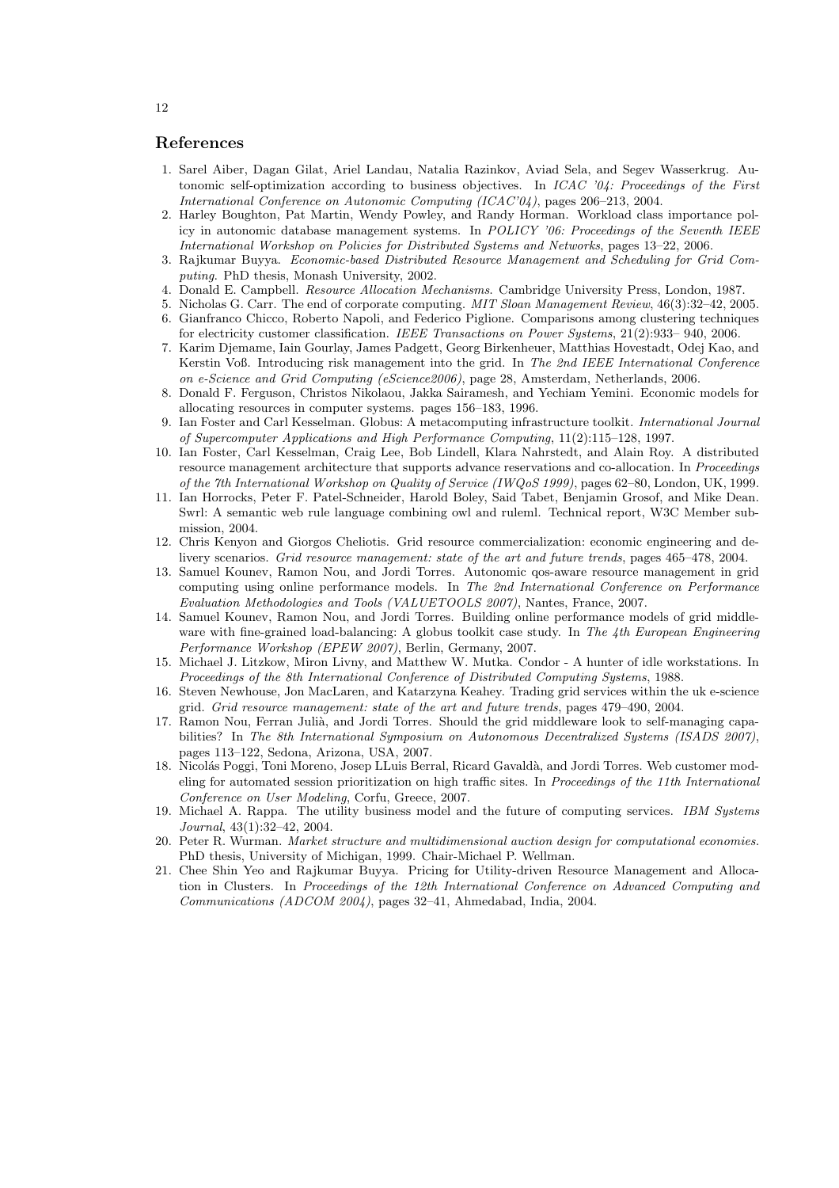## References

1. Sarel Aiber, Dagan Gilat, Ariel Landau, Natalia Razinkov, Aviad Sela, and Segev Wasserkrug. Autonomic self-optimization according to business objectives. In *ICAC '04: Proceedings of the First International Conference on Autonomic Computing (ICAC'04)*, pages 206–213, 2004.
2. Harley Boughton, Pat Martin, Wendy Powley, and Randy Horman. Workload class importance policy in autonomic database management systems. In *POLICY '06: Proceedings of the Seventh IEEE International Workshop on Policies for Distributed Systems and Networks*, pages 13–22, 2006.
3. Rajkumar Buyya. *Economic-based Distributed Resource Management and Scheduling for Grid Computing*. PhD thesis, Monash University, 2002.
4. Donald E. Campbell. *Resource Allocation Mechanisms*. Cambridge University Press, London, 1987.
5. Nicholas G. Carr. The end of corporate computing. *MIT Sloan Management Review*, 46(3):32–42, 2005.
6. Gianfranco Chicco, Roberto Napoli, and Federico Piglione. Comparisons among clustering techniques for electricity customer classification. *IEEE Transactions on Power Systems*, 21(2):933– 940, 2006.
7. Karim Djemame, Iain Gourlay, James Padgett, Georg Birkenheuer, Matthias Hovestadt, Odej Kao, and Kerstin Voß. Introducing risk management into the grid. In *The 2nd IEEE International Conference on e-Science and Grid Computing (eScience2006)*, page 28, Amsterdam, Netherlands, 2006.
8. Donald F. Ferguson, Christos Nikolaou, Jakka Sairamesh, and Yechiam Yemini. Economic models for allocating resources in computer systems. pages 156–183, 1996.
9. Ian Foster and Carl Kesselman. Globus: A metacomputing infrastructure toolkit. *International Journal of Supercomputer Applications and High Performance Computing*, 11(2):115–128, 1997.
10. Ian Foster, Carl Kesselman, Craig Lee, Bob Lindell, Klara Nahrstedt, and Alain Roy. A distributed resource management architecture that supports advance reservations and co-allocation. In *Proceedings of the 7th International Workshop on Quality of Service (IWQoS 1999)*, pages 62–80, London, UK, 1999.
11. Ian Horrocks, Peter F. Patel-Schneider, Harold Boley, Said Tabet, Benjamin Grosof, and Mike Dean. Swrl: A semantic web rule language combining owl and ruleml. Technical report, W3C Member submission, 2004.
12. Chris Kenyon and Giorgos Cheliotis. Grid resource commercialization: economic engineering and delivery scenarios. *Grid resource management: state of the art and future trends*, pages 465–478, 2004.
13. Samuel Kounev, Ramon Nou, and Jordi Torres. Autonomic qos-aware resource management in grid computing using online performance models. In *The 2nd International Conference on Performance Evaluation Methodologies and Tools (VALUETOOLS 2007)*, Nantes, France, 2007.
14. Samuel Kounev, Ramon Nou, and Jordi Torres. Building online performance models of grid middleware with fine-grained load-balancing: A globus toolkit case study. In *The 4th European Engineering Performance Workshop (EPEW 2007)*, Berlin, Germany, 2007.
15. Michael J. Litzkow, Miron Livny, and Matthew W. Mutka. Condor - A hunter of idle workstations. In *Proceedings of the 8th International Conference of Distributed Computing Systems*, 1988.
16. Steven Newhouse, Jon MacLaren, and Katarzyna Keahey. Trading grid services within the uk e-science grid. *Grid resource management: state of the art and future trends*, pages 479–490, 2004.
17. Ramon Nou, Ferran Julià, and Jordi Torres. Should the grid middleware look to self-managing capabilities? In *The 8th International Symposium on Autonomous Decentralized Systems (ISADS 2007)*, pages 113–122, Sedona, Arizona, USA, 2007.
18. Nicolás Poggi, Toni Moreno, Josep LLuis Berral, Ricard Gavaldà, and Jordi Torres. Web customer modeling for automated session prioritization on high traffic sites. In *Proceedings of the 11th International Conference on User Modeling*, Corfu, Greece, 2007.
19. Michael A. Rappa. The utility business model and the future of computing services. *IBM Systems Journal*, 43(1):32–42, 2004.
20. Peter R. Wurman. *Market structure and multidimensional auction design for computational economies*. PhD thesis, University of Michigan, 1999. Chair-Michael P. Wellman.
21. Chee Shin Yeo and Rajkumar Buyya. Pricing for Utility-driven Resource Management and Allocation in Clusters. In *Proceedings of the 12th International Conference on Advanced Computing and Communications (ADCOM 2004)*, pages 32–41, Ahmedabad, India, 2004.